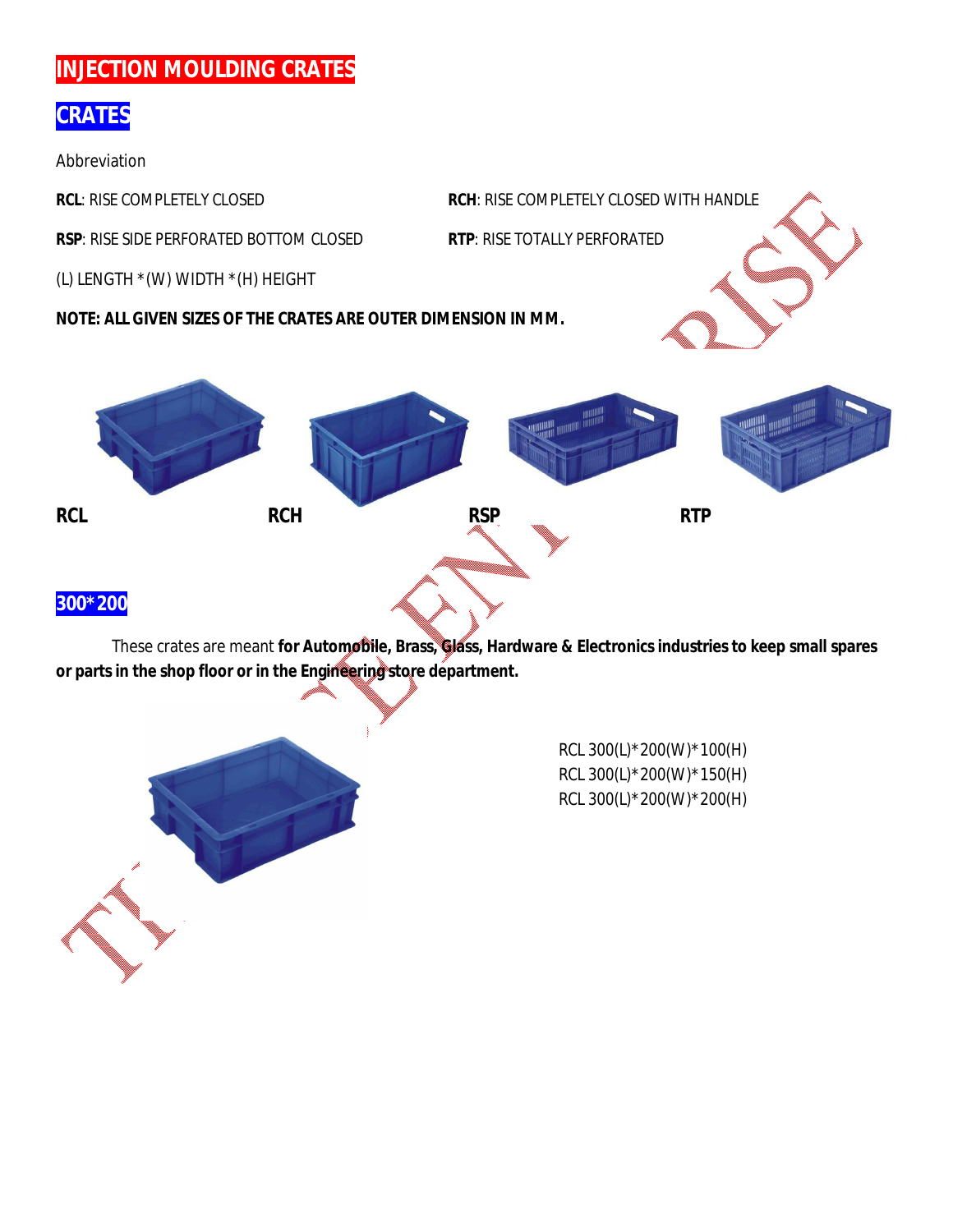# INJECTION MOULDING CRATES

## CRATES

Abbreviation

**RCL**: RISE COMPLETELY CLOSED

**RCH**: RISE COMPLETELY CLOSED WITH HANDLE

**RSP**: RISE SIDE PERFORATED BOTTOM CLOSED

**RTP**: RISE TOTALLY PERFORATED

(L) LENGTH *(W) WIDTH *(H) HEIGHT

**NOTE: ALL GIVEN SIZES OF THE CRATES ARE OUTER DIMENSION IN MM.**

**RCL** **RCH** **RSP** **RTP**

## 300*200

These crates are meant **for Automobile, Brass, Glass, Hardware & Electronics industries to keep small spares or parts in the shop floor or in the Engineering store department.**

RCL 300(L)*200(W)*100(H)
RCL 300(L)*200(W)*150(H)
RCL 300(L)*200(W)*200(H)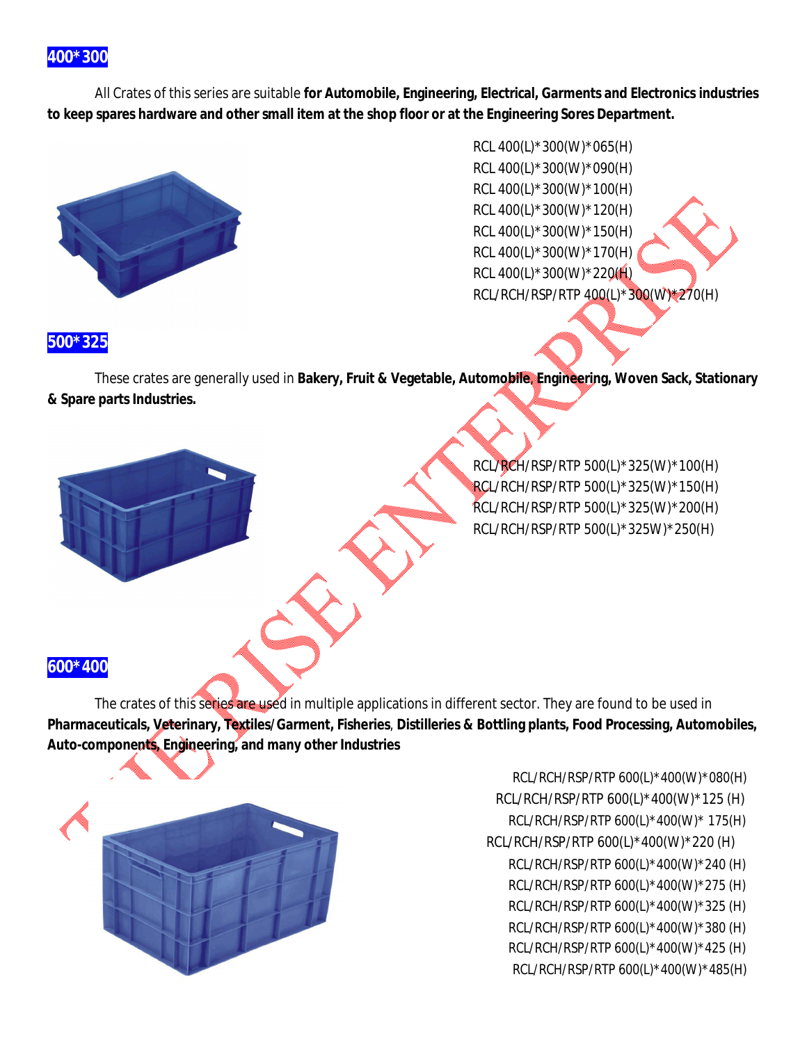## 400*300

All Crates of this series are suitable **for Automobile, Engineering, Electrical, Garments and Electronics industries to keep spares hardware and other small item at the shop floor or at the Engineering Sores Department.**

RCL 400(L)*300(W)*065(H)
RCL 400(L)*300(W)*090(H)
RCL 400(L)*300(W)*100(H)
RCL 400(L)*300(W)*120(H)
RCL 400(L)*300(W)*150(H)
RCL 400(L)*300(W)*170(H)
RCL 400(L)*300(W)*220(H)
RCL/RCH/RSP/RTP 400(L)*300(W)*270(H)

## 500*325

These crates are generally used in **Bakery, Fruit & Vegetable, Automobile, Engineering, Woven Sack, Stationary & Spare parts Industries.**

RCL/RCH/RSP/RTP 500(L)*325(W)*100(H)
RCL/RCH/RSP/RTP 500(L)*325(W)*150(H)
RCL/RCH/RSP/RTP 500(L)*325(W)*200(H)
RCL/RCH/RSP/RTP 500(L)*325W)*250(H)

## 600*400

The crates of this series are used in multiple applications in different sector. They are found to be used in **Pharmaceuticals, Veterinary, Textiles/Garment, Fisheries**, **Distilleries & Bottling plants, Food Processing, Automobiles, Auto-components, Engineering, and many other Industries**

RCL/RCH/RSP/RTP 600(L)*400(W)*080(H)
RCL/RCH/RSP/RTP 600(L)*400(W)*125 (H)
RCL/RCH/RSP/RTP 600(L)*400(W)* 175(H)
RCL/RCH/RSP/RTP 600(L)*400(W)*220 (H)
RCL/RCH/RSP/RTP 600(L)*400(W)*240 (H)
RCL/RCH/RSP/RTP 600(L)*400(W)*275 (H)
RCL/RCH/RSP/RTP 600(L)*400(W)*325 (H)
RCL/RCH/RSP/RTP 600(L)*400(W)*380 (H)
RCL/RCH/RSP/RTP 600(L)*400(W)*425 (H)
RCL/RCH/RSP/RTP 600(L)*400(W)*485(H)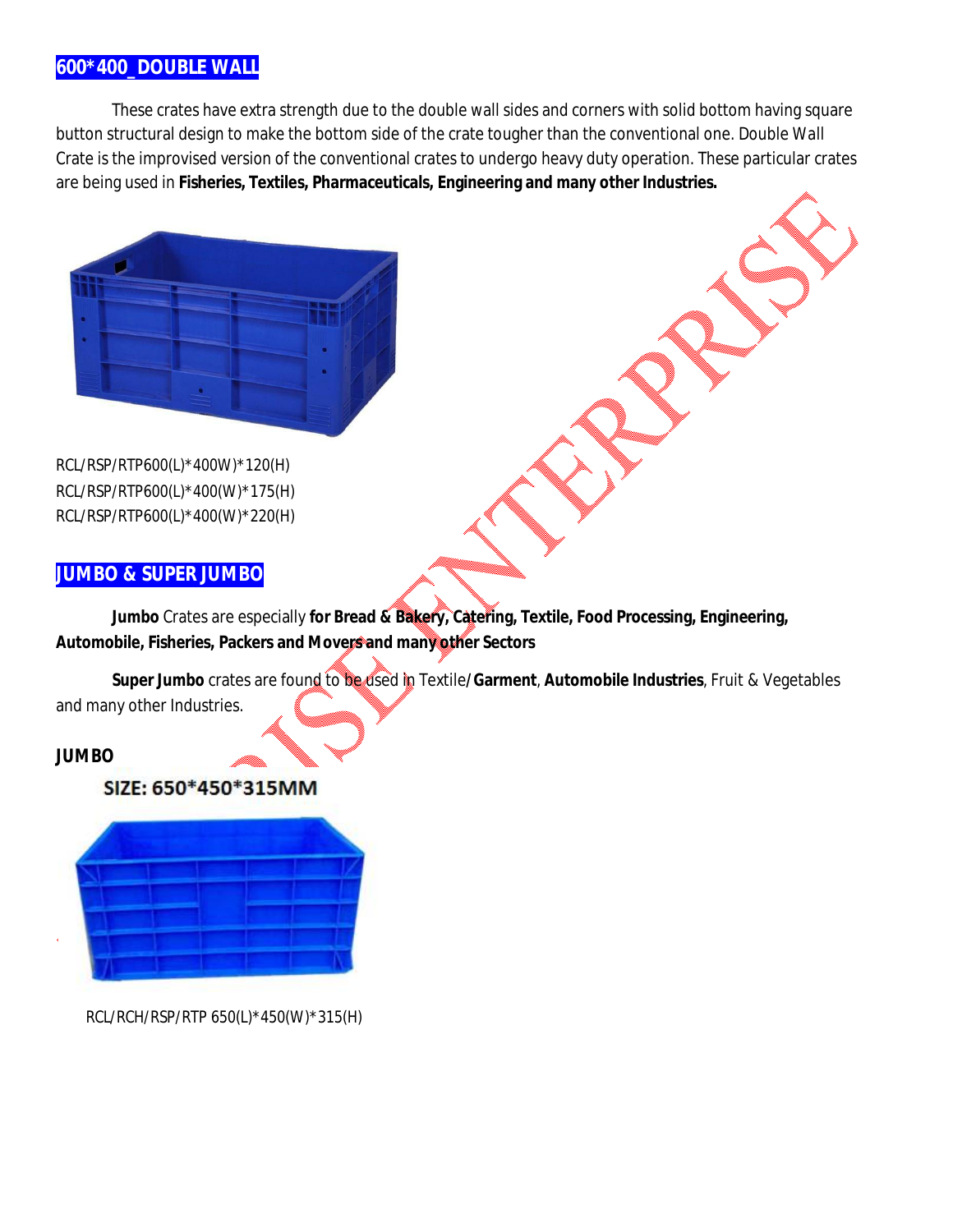## 600*400_DOUBLE WALL

These crates have extra strength due to the double wall sides and corners with solid bottom having square button structural design to make the bottom side of the crate tougher than the conventional one. Double Wall Crate is the improvised version of the conventional crates to undergo heavy duty operation. These particular crates are being used in **Fisheries, Textiles, Pharmaceuticals, Engineering and many other Industries.**

RCL/RSP/RTP600(L)*400W)*120(H)
RCL/RSP/RTP600(L)*400(W)*175(H)
RCL/RSP/RTP600(L)*400(W)*220(H)

## JUMBO & SUPER JUMBO

**Jumbo** Crates are especially **for Bread & Bakery, Catering, Textile, Food Processing, Engineering, Automobile, Fisheries, Packers and Movers and many other Sectors**

**Super Jumbo** crates are found to be used in Textile/**Garment**, **Automobile Industries**, Fruit & Vegetables and many other Industries.

### JUMBO

**SIZE: 650*450*315MM**

RCL/RCH/RSP/RTP 650(L)*450(W)*315(H)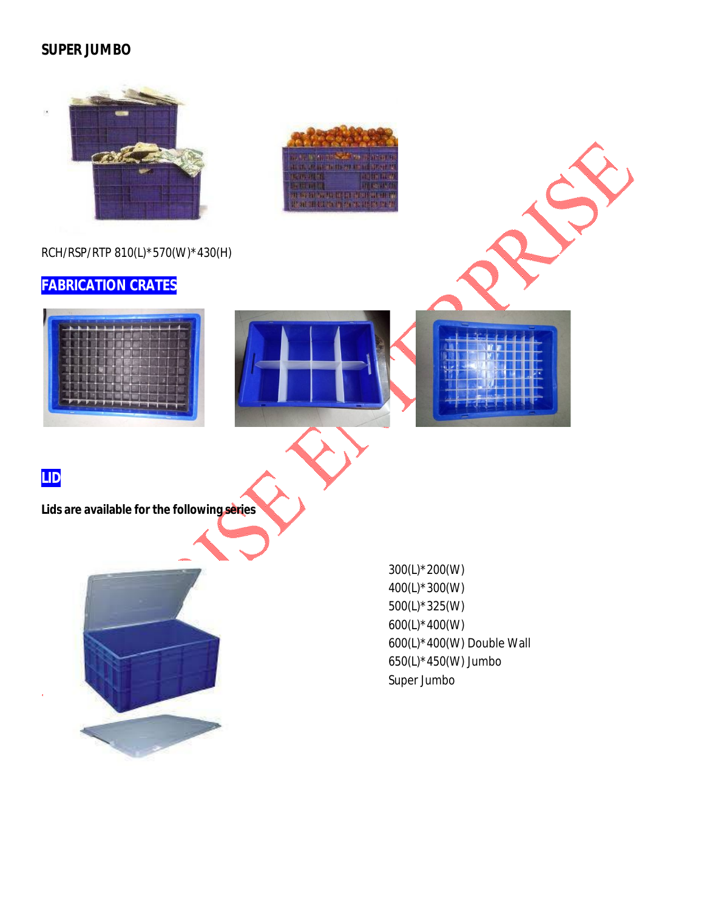## SUPER JUMBO

RCH/RSP/RTP 810(L)*570(W)*430(H)

## FABRICATION CRATES

## LID

**Lids are available for the following series**

300(L)*200(W)
400(L)*300(W)
500(L)*325(W)
600(L)*400(W)
600(L)*400(W) Double Wall
650(L)*450(W) Jumbo
Super Jumbo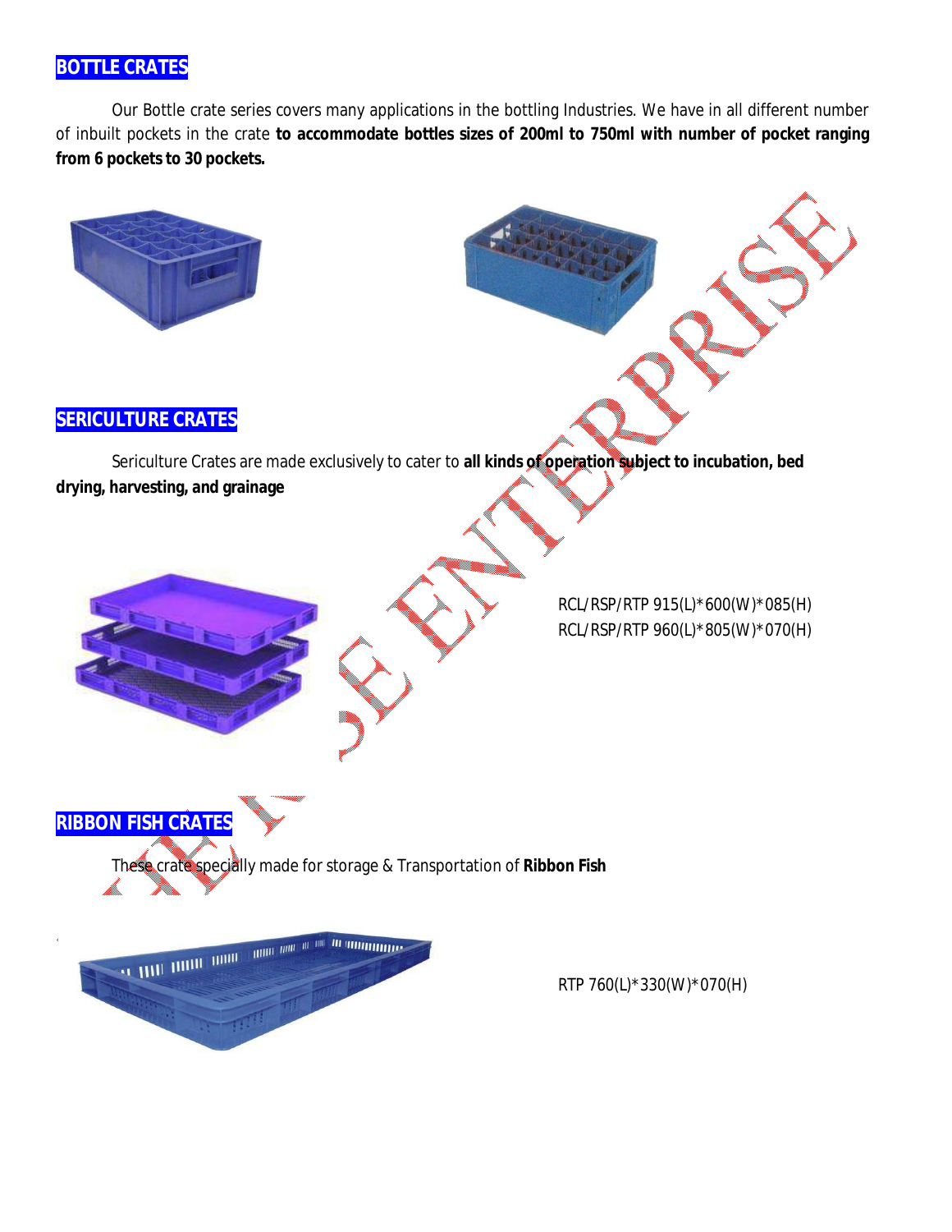## BOTTLE CRATES

Our Bottle crate series covers many applications in the bottling Industries. We have in all different number of inbuilt pockets in the crate **to accommodate bottles sizes of 200ml to 750ml with number of pocket ranging from 6 pockets to 30 pockets.**

## SERICULTURE CRATES

Sericulture Crates are made exclusively to cater to **all kinds of operation subject to incubation, bed drying, harvesting, and grainage**

RCL/RSP/RTP 915(L)*600(W)*085(H)
RCL/RSP/RTP 960(L)*805(W)*070(H)

## RIBBON FISH CRATES

These crate specially made for storage & Transportation of **Ribbon Fish**

RTP 760(L)*330(W)*070(H)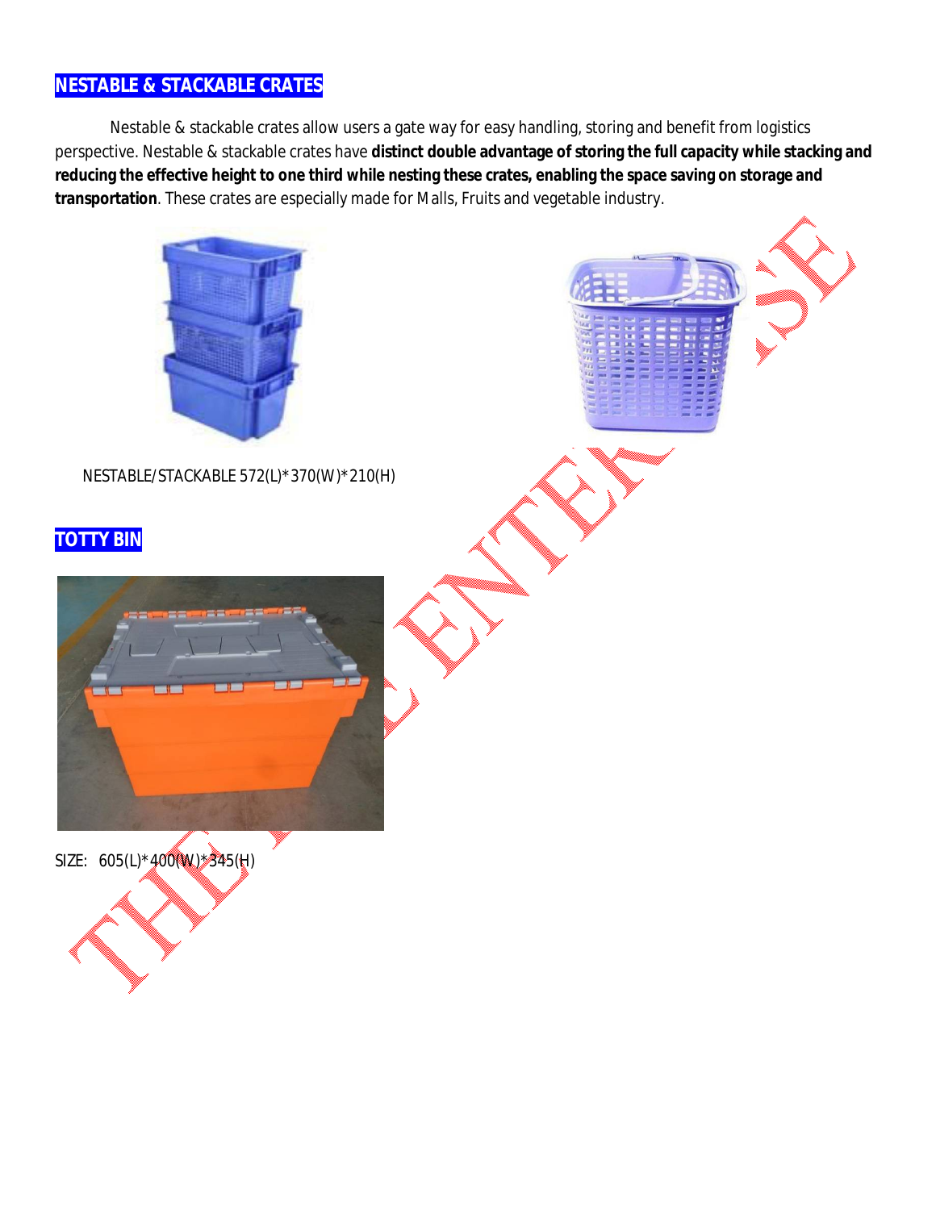## NESTABLE & STACKABLE CRATES

Nestable & stackable crates allow users a gate way for easy handling, storing and benefit from logistics perspective. Nestable & stackable crates have **distinct double advantage of storing the full capacity while stacking and reducing the effective height to one third while nesting these crates, enabling the space saving on storage and transportation**. These crates are especially made for Malls, Fruits and vegetable industry.

NESTABLE/STACKABLE 572(L)*370(W)*210(H)

## TOTTY BIN

SIZE: 605(L)*400(W)*345(H)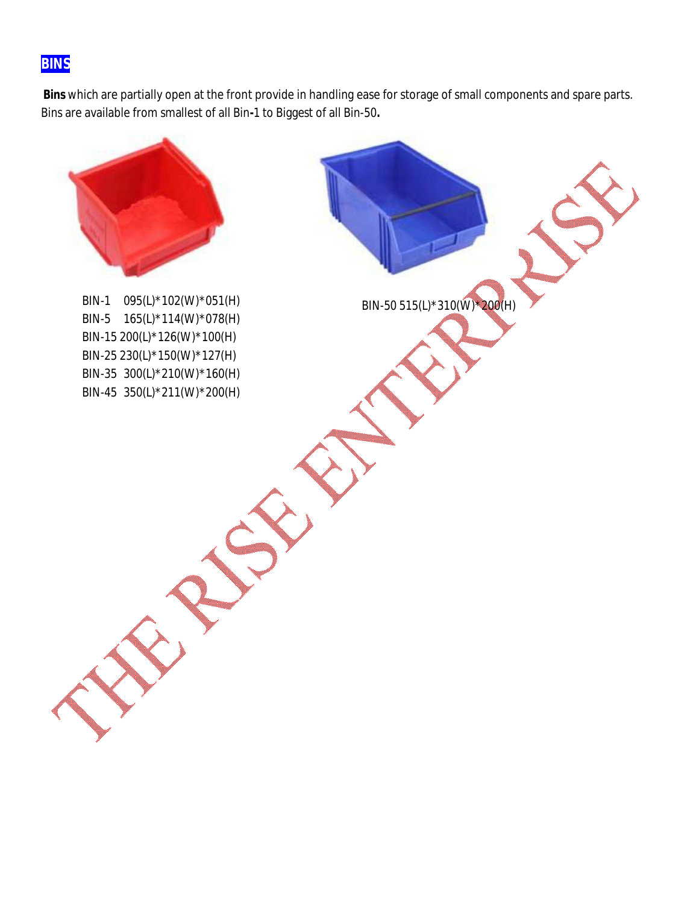## BINS

**Bins** which are partially open at the front provide in handling ease for storage of small components and spare parts. Bins are available from smallest of all Bin-1 to Biggest of all Bin-50**.**

BIN-1 095(L)*102(W)*051(H)
BIN-5 165(L)*114(W)*078(H)
BIN-15 200(L)*126(W)*100(H)
BIN-25 230(L)*150(W)*127(H)
BIN-35 300(L)*210(W)*160(H)
BIN-45 350(L)*211(W)*200(H)

BIN-50 515(L)*310(W)*200(H)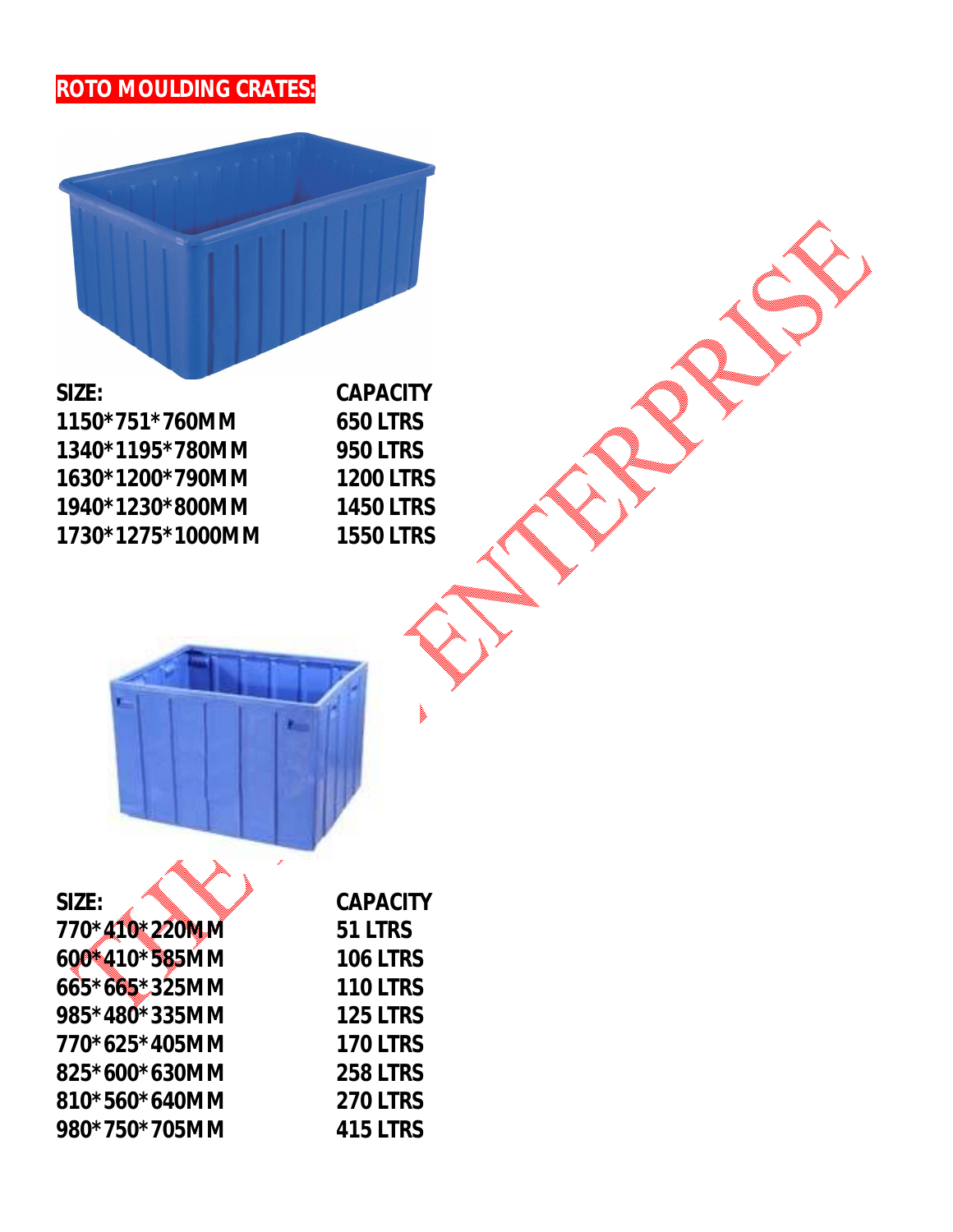## ROTO MOULDING CRATES:

| SIZE: | CAPACITY |
|---|---|
| 1150*751*760MM | 650 LTRS |
| 1340*1195*780MM | 950 LTRS |
| 1630*1200*790MM | 1200 LTRS |
| 1940*1230*800MM | 1450 LTRS |
| 1730*1275*1000MM | 1550 LTRS |

| SIZE: | CAPACITY |
|---|---|
| 770*410*220MM | 51 LTRS |
| 600*410*585MM | 106 LTRS |
| 665*665*325MM | 110 LTRS |
| 985*480*335MM | 125 LTRS |
| 770*625*405MM | 170 LTRS |
| 825*600*630MM | 258 LTRS |
| 810*560*640MM | 270 LTRS |
| 980*750*705MM | 415 LTRS |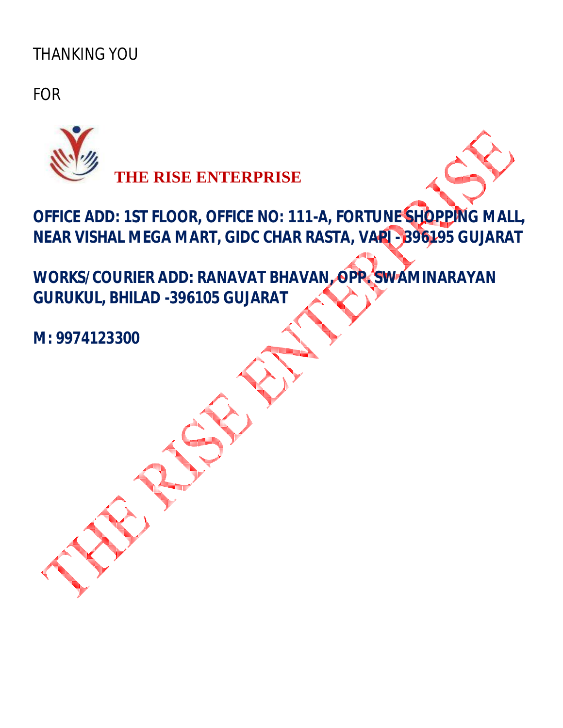THANKING YOU

FOR

**THE RISE ENTERPRISE**

**OFFICE ADD: 1ST FLOOR, OFFICE NO: 111-A, FORTUNE SHOPPING MALL, NEAR VISHAL MEGA MART, GIDC CHAR RASTA, VAPI - 396195 GUJARAT**

**WORKS/COURIER ADD: RANAVAT BHAVAN, OPP. SWAMINARAYAN GURUKUL, BHILAD -396105 GUJARAT**

**M: 9974123300**